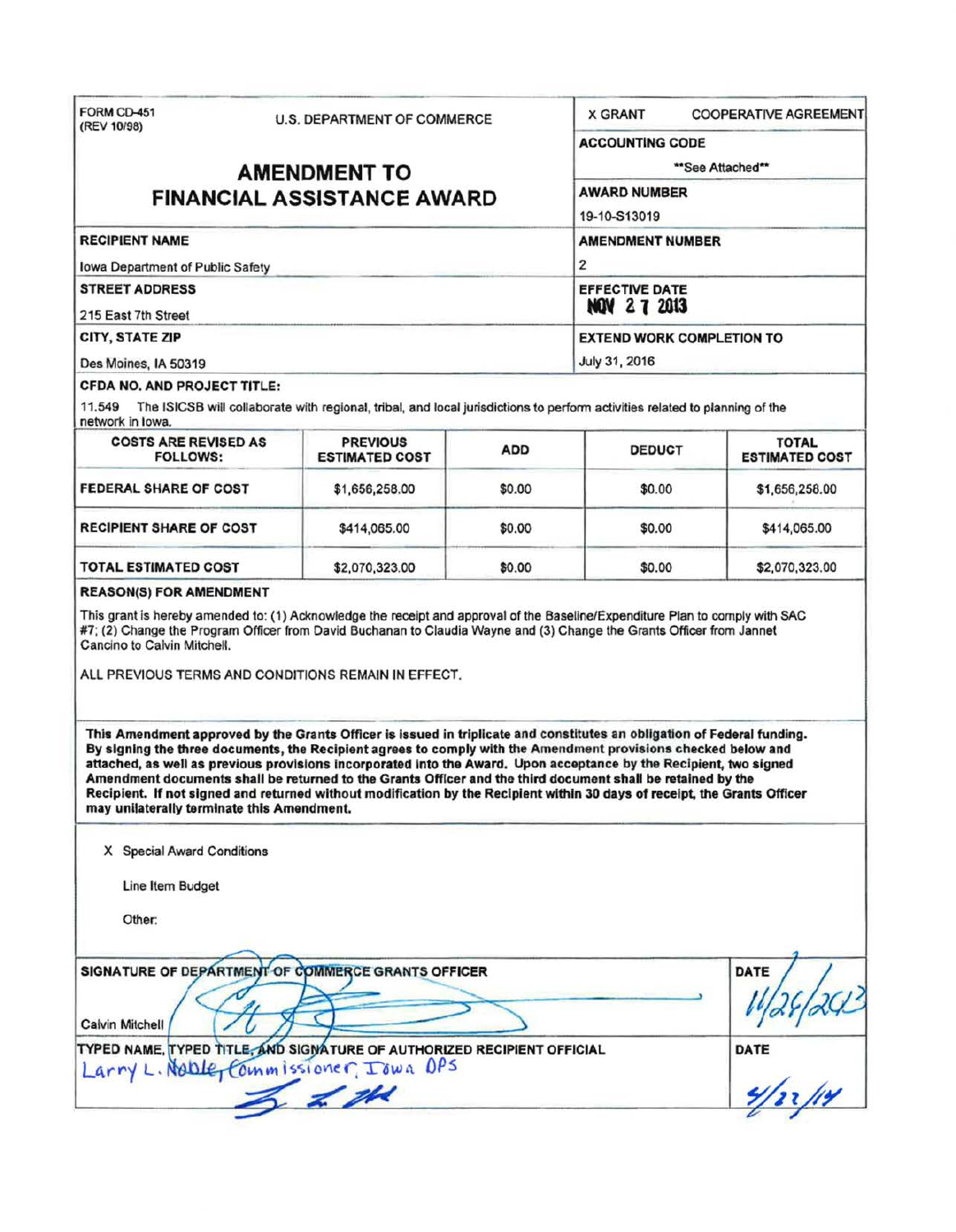FORM CD-451
(REV 10/98)

U.S. DEPARTMENT OF COMMERCE

# AMENDMENT TO FINANCIAL ASSISTANCE AWARD

X GRANT     COOPERATIVE AGREEMENT

**ACCOUNTING CODE**

**See Attached**

**AWARD NUMBER**

19-10-S13019

**RECIPIENT NAME**

Iowa Department of Public Safety

**AMENDMENT NUMBER**

2

**STREET ADDRESS**

215 East 7th Street

**EFFECTIVE DATE**

NOV 27 2013

**CITY, STATE ZIP**

Des Moines, IA 50319

**EXTEND WORK COMPLETION TO**

July 31, 2016

**CFDA NO. AND PROJECT TITLE:**

11.549 The ISICSB will collaborate with regional, tribal, and local jurisdictions to perform activities related to planning of the network in Iowa.

| COSTS ARE REVISED AS FOLLOWS: | PREVIOUS ESTIMATED COST | ADD | DEDUCT | TOTAL ESTIMATED COST |
|---|---|---|---|---|
| FEDERAL SHARE OF COST | $1,656,258.00 | $0.00 | $0.00 | $1,656,258.00 |
| RECIPIENT SHARE OF COST | $414,065.00 | $0.00 | $0.00 | $414,065.00 |
| TOTAL ESTIMATED COST | $2,070,323.00 | $0.00 | $0.00 | $2,070,323.00 |

**REASON(S) FOR AMENDMENT**

This grant is hereby amended to: (1) Acknowledge the receipt and approval of the Baseline/Expenditure Plan to comply with SAC #7; (2) Change the Program Officer from David Buchanan to Claudia Wayne and (3) Change the Grants Officer from Jannet Cancino to Calvin Mitchell.

ALL PREVIOUS TERMS AND CONDITIONS REMAIN IN EFFECT.

**This Amendment approved by the Grants Officer is issued in triplicate and constitutes an obligation of Federal funding. By signing the three documents, the Recipient agrees to comply with the Amendment provisions checked below and attached, as well as previous provisions incorporated into the Award. Upon acceptance by the Recipient, two signed Amendment documents shall be returned to the Grants Officer and the third document shall be retained by the Recipient. If not signed and returned without modification by the Recipient within 30 days of receipt, the Grants Officer may unilaterally terminate this Amendment.**

X Special Award Conditions

Line Item Budget

Other:

**SIGNATURE OF DEPARTMENT OF COMMERCE GRANTS OFFICER**

Calvin Mitchell

**DATE**

11/26/2013

**TYPED NAME, TYPED TITLE, AND SIGNATURE OF AUTHORIZED RECIPIENT OFFICIAL**

Larry L. Noble, Commissioner, Iowa DPS

**DATE**

4/22/14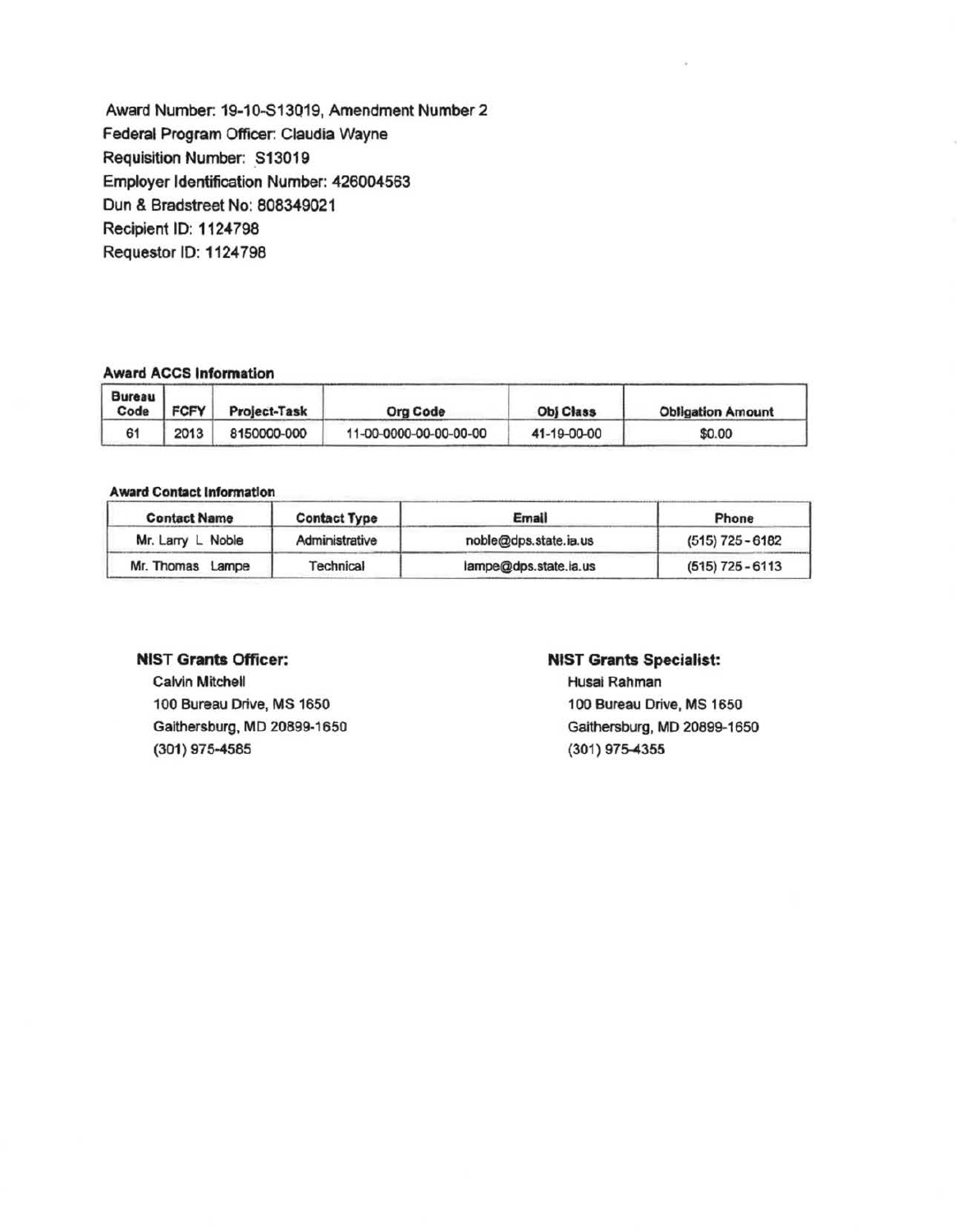Award Number: 19-10-S13019, Amendment Number 2
Federal Program Officer: Claudia Wayne
Requisition Number: S13019
Employer Identification Number: 426004563
Dun & Bradstreet No: 808349021
Recipient ID: 1124798
Requestor ID: 1124798

**Award ACCS Information**

| Bureau Code | FCFY | Project-Task | Org Code | Obj Class | Obligation Amount |
|---|---|---|---|---|---|
| 61 | 2013 | 8150000-000 | 11-00-0000-00-00-00-00 | 41-19-00-00 | $0.00 |

**Award Contact Information**

| Contact Name | Contact Type | Email | Phone |
|---|---|---|---|
| Mr. Larry L Noble | Administrative | noble@dps.state.ia.us | (515) 725 - 6182 |
| Mr. Thomas Lampe | Technical | lampe@dps.state.ia.us | (515) 725 - 6113 |

**NIST Grants Officer:**
Calvin Mitchell
100 Bureau Drive, MS 1650
Gaithersburg, MD 20899-1650
(301) 975-4585

**NIST Grants Specialist:**
Husai Rahman
100 Bureau Drive, MS 1650
Gaithersburg, MD 20899-1650
(301) 975-4355